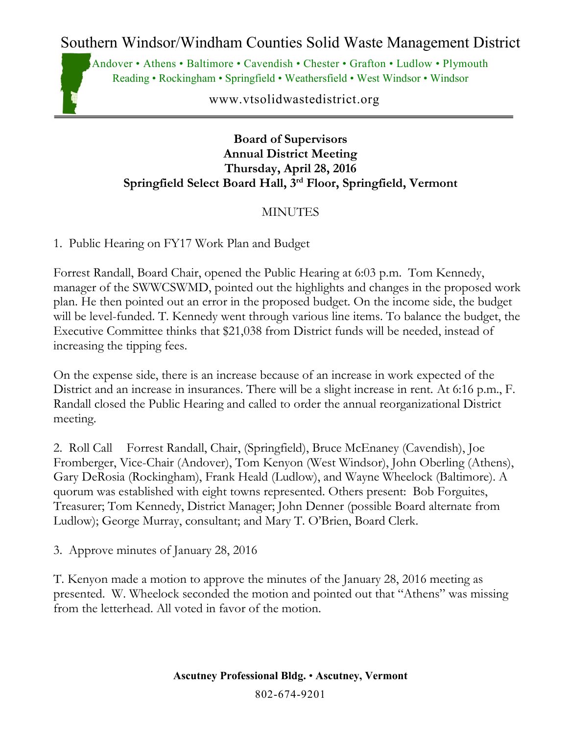# Southern Windsor/Windham Counties Solid Waste Management District

Andover • Athens • Baltimore • Cavendish • Chester • Grafton • Ludlow • Plymouth
Reading • Rockingham • Springfield • Weathersfield • West Windsor • Windsor

www.vtsolidwastedistrict.org

---

**Board of Supervisors**
**Annual District Meeting**
**Thursday, April 28, 2016**
**Springfield Select Board Hall, 3rd Floor, Springfield, Vermont**

MINUTES

1. Public Hearing on FY17 Work Plan and Budget

Forrest Randall, Board Chair, opened the Public Hearing at 6:03 p.m. Tom Kennedy, manager of the SWWCSWMD, pointed out the highlights and changes in the proposed work plan. He then pointed out an error in the proposed budget. On the income side, the budget will be level-funded. T. Kennedy went through various line items. To balance the budget, the Executive Committee thinks that $21,038 from District funds will be needed, instead of increasing the tipping fees.

On the expense side, there is an increase because of an increase in work expected of the District and an increase in insurances. There will be a slight increase in rent. At 6:16 p.m., F. Randall closed the Public Hearing and called to order the annual reorganizational District meeting.

2. Roll Call Forrest Randall, Chair, (Springfield), Bruce McEnaney (Cavendish), Joe Fromberger, Vice-Chair (Andover), Tom Kenyon (West Windsor), John Oberling (Athens), Gary DeRosia (Rockingham), Frank Heald (Ludlow), and Wayne Wheelock (Baltimore). A quorum was established with eight towns represented. Others present: Bob Forguites, Treasurer; Tom Kennedy, District Manager; John Denner (possible Board alternate from Ludlow); George Murray, consultant; and Mary T. O'Brien, Board Clerk.

3. Approve minutes of January 28, 2016

T. Kenyon made a motion to approve the minutes of the January 28, 2016 meeting as presented. W. Wheelock seconded the motion and pointed out that "Athens" was missing from the letterhead. All voted in favor of the motion.

**Ascutney Professional Bldg. • Ascutney, Vermont**

802-674-9201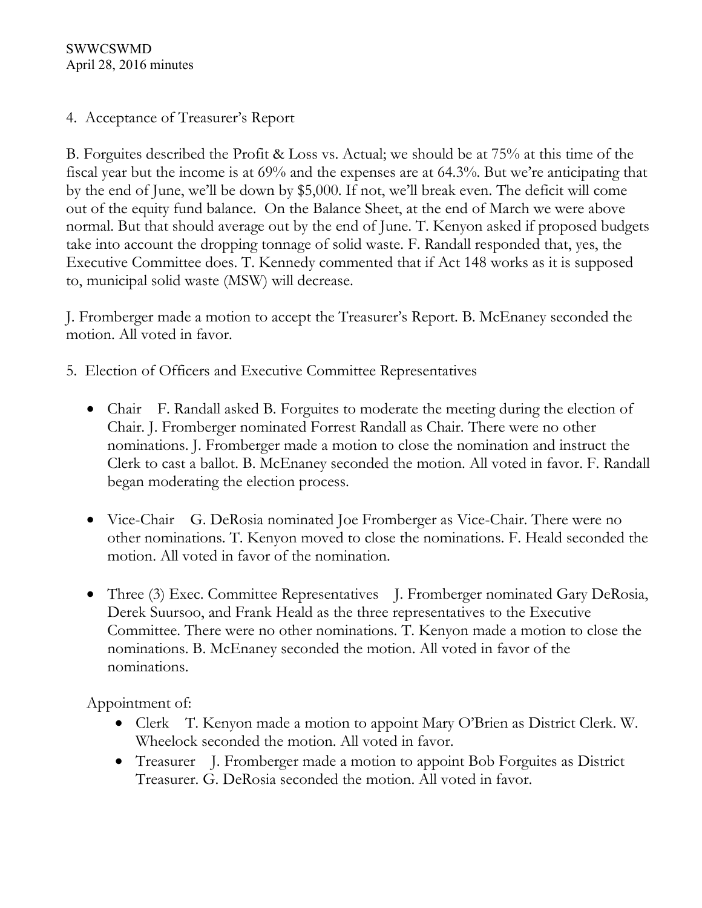4. Acceptance of Treasurer's Report

B. Forguites described the Profit & Loss vs. Actual; we should be at 75% at this time of the fiscal year but the income is at 69% and the expenses are at 64.3%. But we're anticipating that by the end of June, we'll be down by $5,000. If not, we'll break even. The deficit will come out of the equity fund balance. On the Balance Sheet, at the end of March we were above normal. But that should average out by the end of June. T. Kenyon asked if proposed budgets take into account the dropping tonnage of solid waste. F. Randall responded that, yes, the Executive Committee does. T. Kennedy commented that if Act 148 works as it is supposed to, municipal solid waste (MSW) will decrease.

J. Fromberger made a motion to accept the Treasurer's Report. B. McEnaney seconded the motion. All voted in favor.

5. Election of Officers and Executive Committee Representatives

- Chair F. Randall asked B. Forguites to moderate the meeting during the election of Chair. J. Fromberger nominated Forrest Randall as Chair. There were no other nominations. J. Fromberger made a motion to close the nomination and instruct the Clerk to cast a ballot. B. McEnaney seconded the motion. All voted in favor. F. Randall began moderating the election process.

- Vice-Chair G. DeRosia nominated Joe Fromberger as Vice-Chair. There were no other nominations. T. Kenyon moved to close the nominations. F. Heald seconded the motion. All voted in favor of the nomination.

- Three (3) Exec. Committee Representatives J. Fromberger nominated Gary DeRosia, Derek Suursoo, and Frank Heald as the three representatives to the Executive Committee. There were no other nominations. T. Kenyon made a motion to close the nominations. B. McEnaney seconded the motion. All voted in favor of the nominations.

Appointment of:

- Clerk T. Kenyon made a motion to appoint Mary O'Brien as District Clerk. W. Wheelock seconded the motion. All voted in favor.
- Treasurer J. Fromberger made a motion to appoint Bob Forguites as District Treasurer. G. DeRosia seconded the motion. All voted in favor.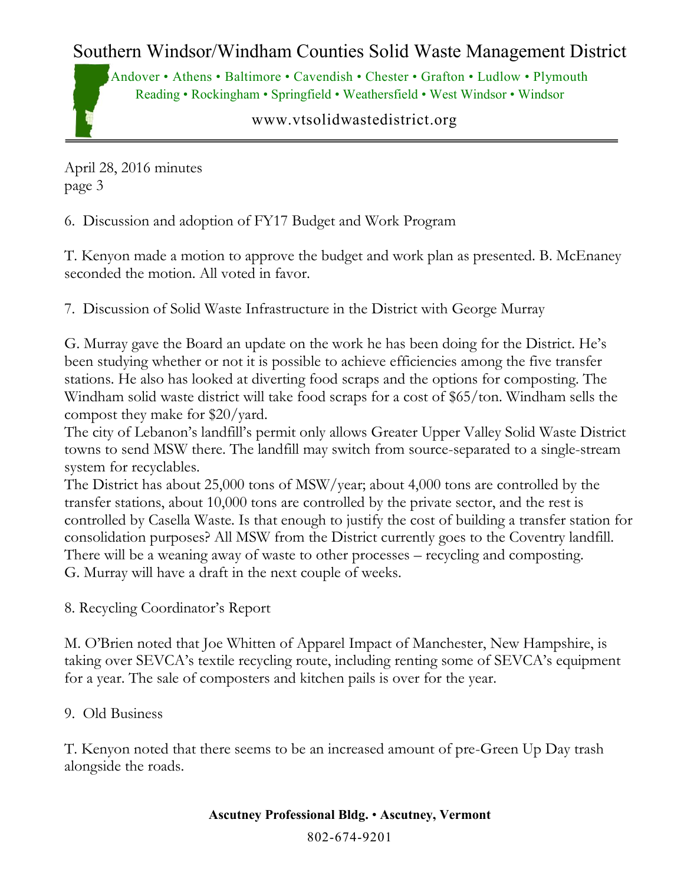April 28, 2016 minutes

6. Discussion and adoption of FY17 Budget and Work Program

T. Kenyon made a motion to approve the budget and work plan as presented. B. McEnaney seconded the motion. All voted in favor.

7. Discussion of Solid Waste Infrastructure in the District with George Murray

G. Murray gave the Board an update on the work he has been doing for the District. He's been studying whether or not it is possible to achieve efficiencies among the five transfer stations. He also has looked at diverting food scraps and the options for composting. The Windham solid waste district will take food scraps for a cost of $65/ton. Windham sells the compost they make for $20/yard.

The city of Lebanon's landfill's permit only allows Greater Upper Valley Solid Waste District towns to send MSW there. The landfill may switch from source-separated to a single-stream system for recyclables.

The District has about 25,000 tons of MSW/year; about 4,000 tons are controlled by the transfer stations, about 10,000 tons are controlled by the private sector, and the rest is controlled by Casella Waste. Is that enough to justify the cost of building a transfer station for consolidation purposes? All MSW from the District currently goes to the Coventry landfill. There will be a weaning away of waste to other processes – recycling and composting. G. Murray will have a draft in the next couple of weeks.

8. Recycling Coordinator's Report

M. O'Brien noted that Joe Whitten of Apparel Impact of Manchester, New Hampshire, is taking over SEVCA's textile recycling route, including renting some of SEVCA's equipment for a year. The sale of composters and kitchen pails is over for the year.

9. Old Business

T. Kenyon noted that there seems to be an increased amount of pre-Green Up Day trash alongside the roads.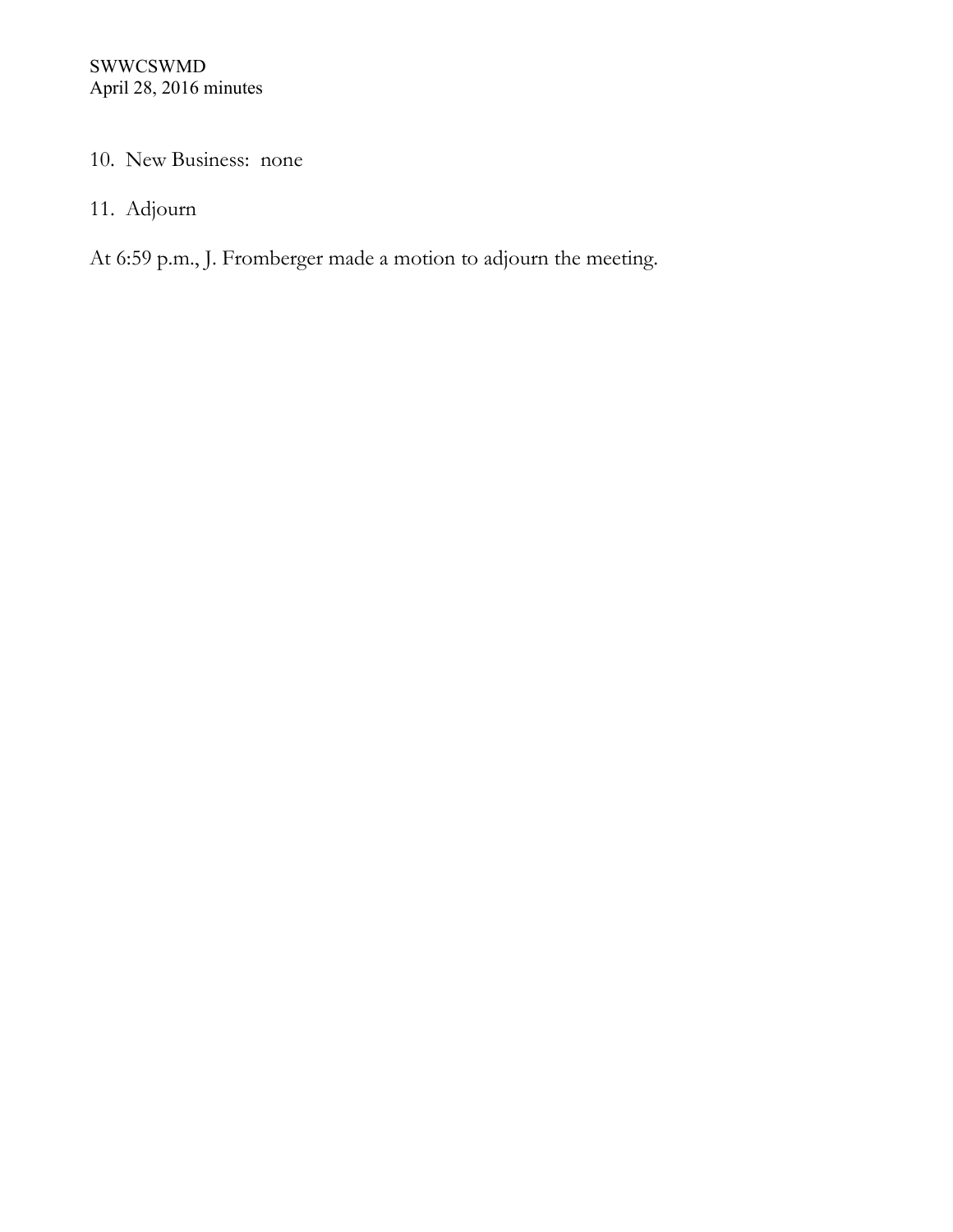10. New Business: none

11. Adjourn

At 6:59 p.m., J. Fromberger made a motion to adjourn the meeting.